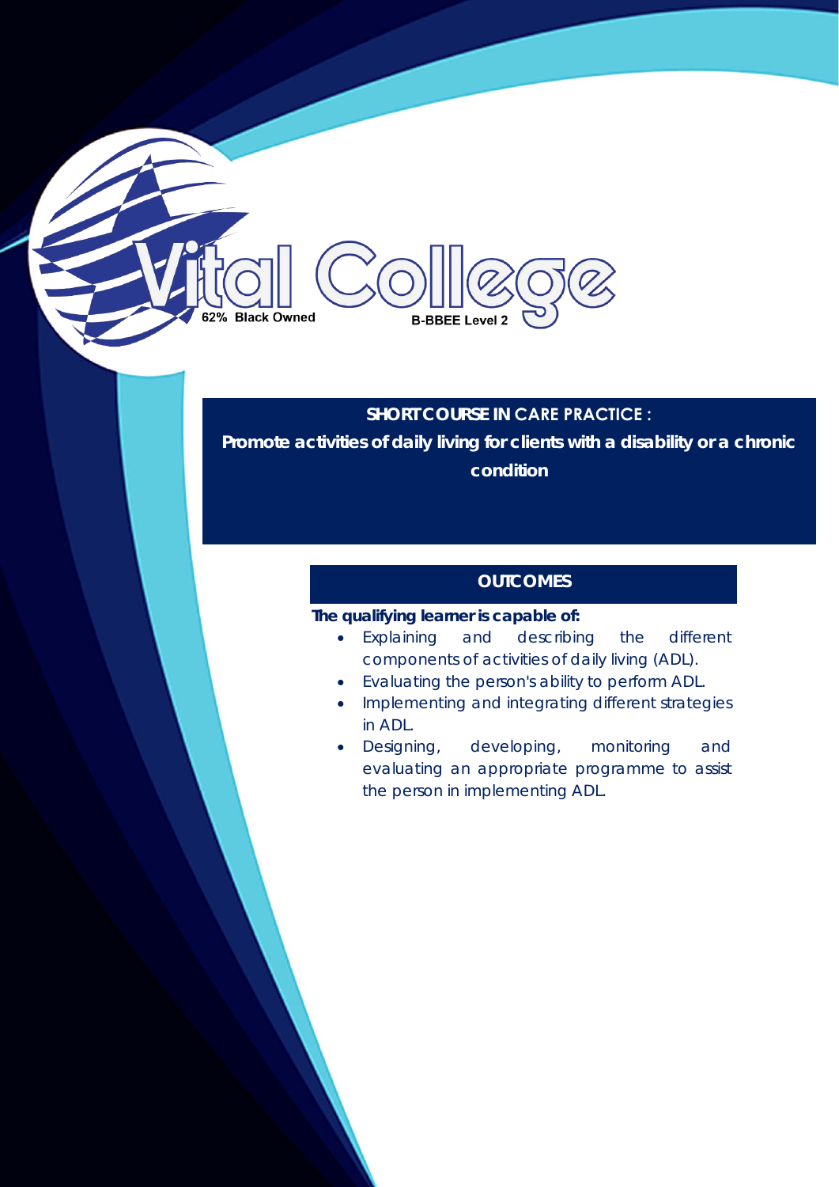Vital College

62% Black Owned

B-BBEE Level 2

# SHORT COURSE IN CARE PRACTICE :

## Promote activities of daily living for clients with a disability or a chronic condition

### OUTCOMES

**The qualifying learner is capable of:**

- Explaining and describing the different components of activities of daily living (ADL).
- Evaluating the person's ability to perform ADL.
- Implementing and integrating different strategies in ADL.
- Designing, developing, monitoring and evaluating an appropriate programme to assist the person in implementing ADL.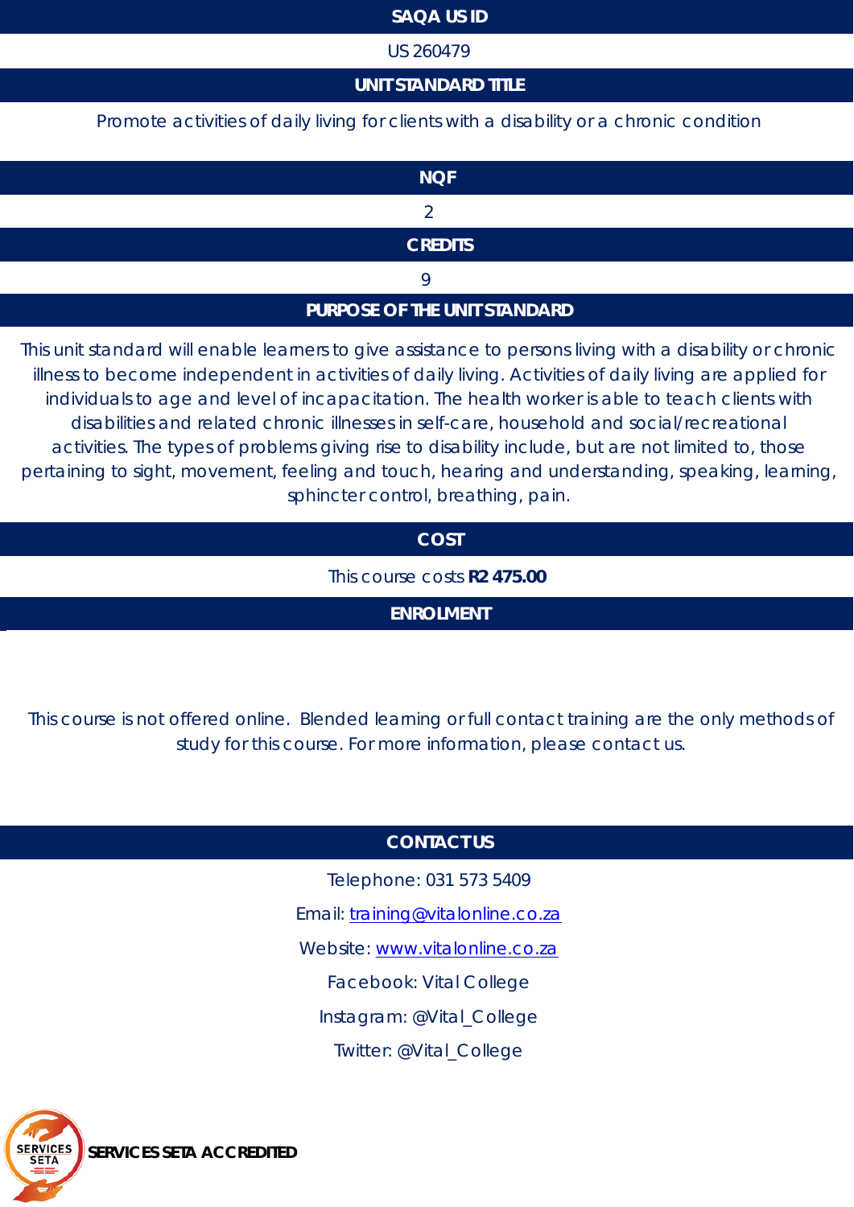## SAQA US ID

US 260479

## UNIT STANDARD TITLE

Promote activities of daily living for clients with a disability or a chronic condition

## NQF

2

## CREDITS

9

## PURPOSE OF THE UNIT STANDARD

This unit standard will enable learners to give assistance to persons living with a disability or chronic illness to become independent in activities of daily living. Activities of daily living are applied for individuals to age and level of incapacitation. The health worker is able to teach clients with disabilities and related chronic illnesses in self-care, household and social/recreational activities. The types of problems giving rise to disability include, but are not limited to, those pertaining to sight, movement, feeling and touch, hearing and understanding, speaking, learning, sphincter control, breathing, pain.

## COST

This course costs **R2 475.00**

## ENROLMENT

This course is not offered online. Blended learning or full contact training are the only methods of study for this course. For more information, please contact us.

## CONTACT US

Telephone: 031 573 5409

Email: training@vitalonline.co.za

Website: www.vitalonline.co.za

Facebook: Vital College

Instagram: @Vital_College

Twitter: @Vital_College

**SERVICES SETA ACCREDITED**